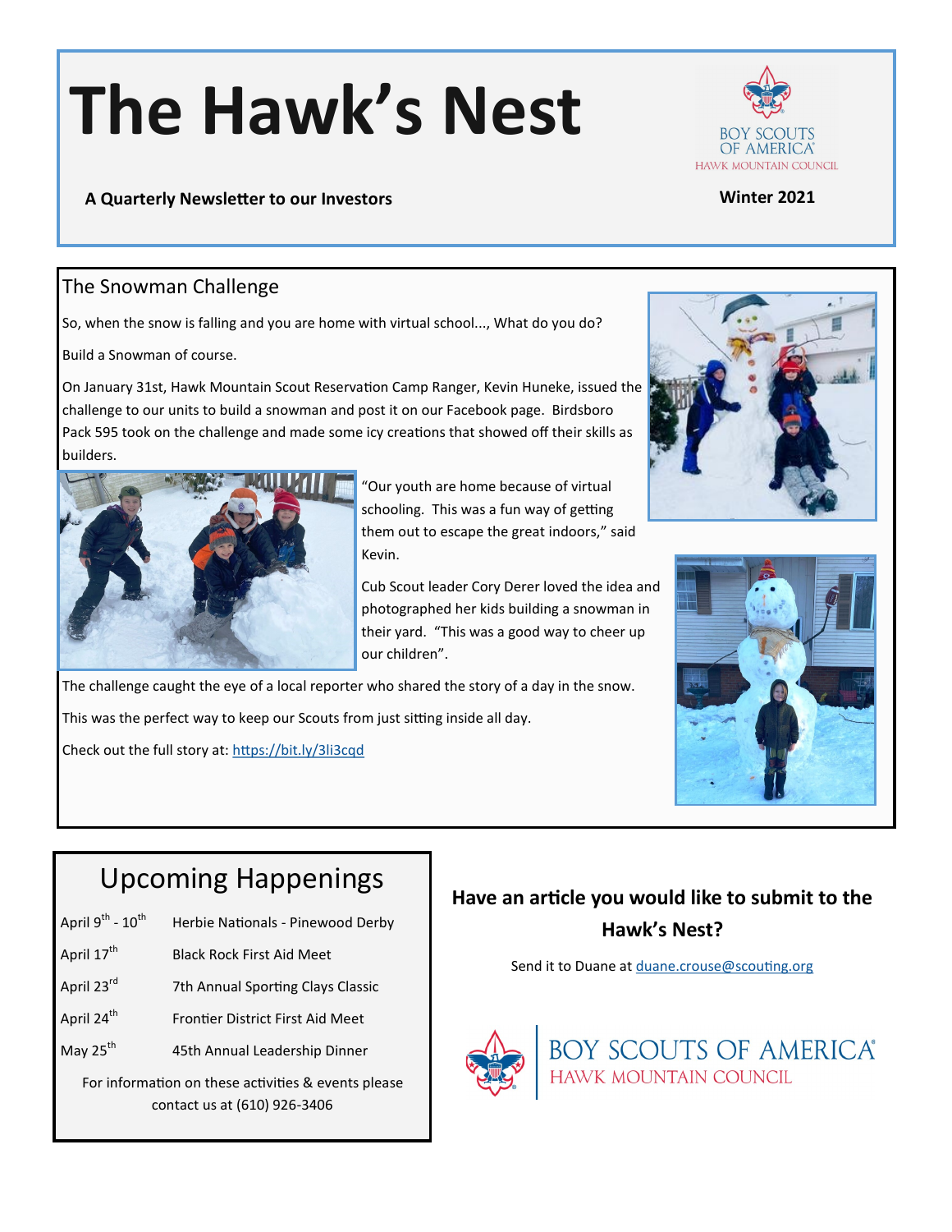# The Hawk's Nest

**A Quarterly Newsletter to our Investors**

BOY SCOUTS OF AMERICA
HAWK MOUNTAIN COUNCIL

**Winter 2021**

## The Snowman Challenge

So, when the snow is falling and you are home with virtual school..., What do you do?

Build a Snowman of course.

On January 31st, Hawk Mountain Scout Reservation Camp Ranger, Kevin Huneke, issued the challenge to our units to build a snowman and post it on our Facebook page. Birdsboro Pack 595 took on the challenge and made some icy creations that showed off their skills as builders.

"Our youth are home because of virtual schooling. This was a fun way of getting them out to escape the great indoors," said Kevin.

Cub Scout leader Cory Derer loved the idea and photographed her kids building a snowman in their yard. "This was a good way to cheer up our children".

The challenge caught the eye of a local reporter who shared the story of a day in the snow.

This was the perfect way to keep our Scouts from just sitting inside all day.

Check out the full story at: https://bit.ly/3li3cqd

## Upcoming Happenings

| | |
|---|---|
| April 9th - 10th | Herbie Nationals - Pinewood Derby |
| April 17th | Black Rock First Aid Meet |
| April 23rd | 7th Annual Sporting Clays Classic |
| April 24th | Frontier District First Aid Meet |
| May 25th | 45th Annual Leadership Dinner |

For information on these activities & events please contact us at (610) 926-3406

### Have an article you would like to submit to the Hawk's Nest?

Send it to Duane at duane.crouse@scouting.org

BOY SCOUTS OF AMERICA
HAWK MOUNTAIN COUNCIL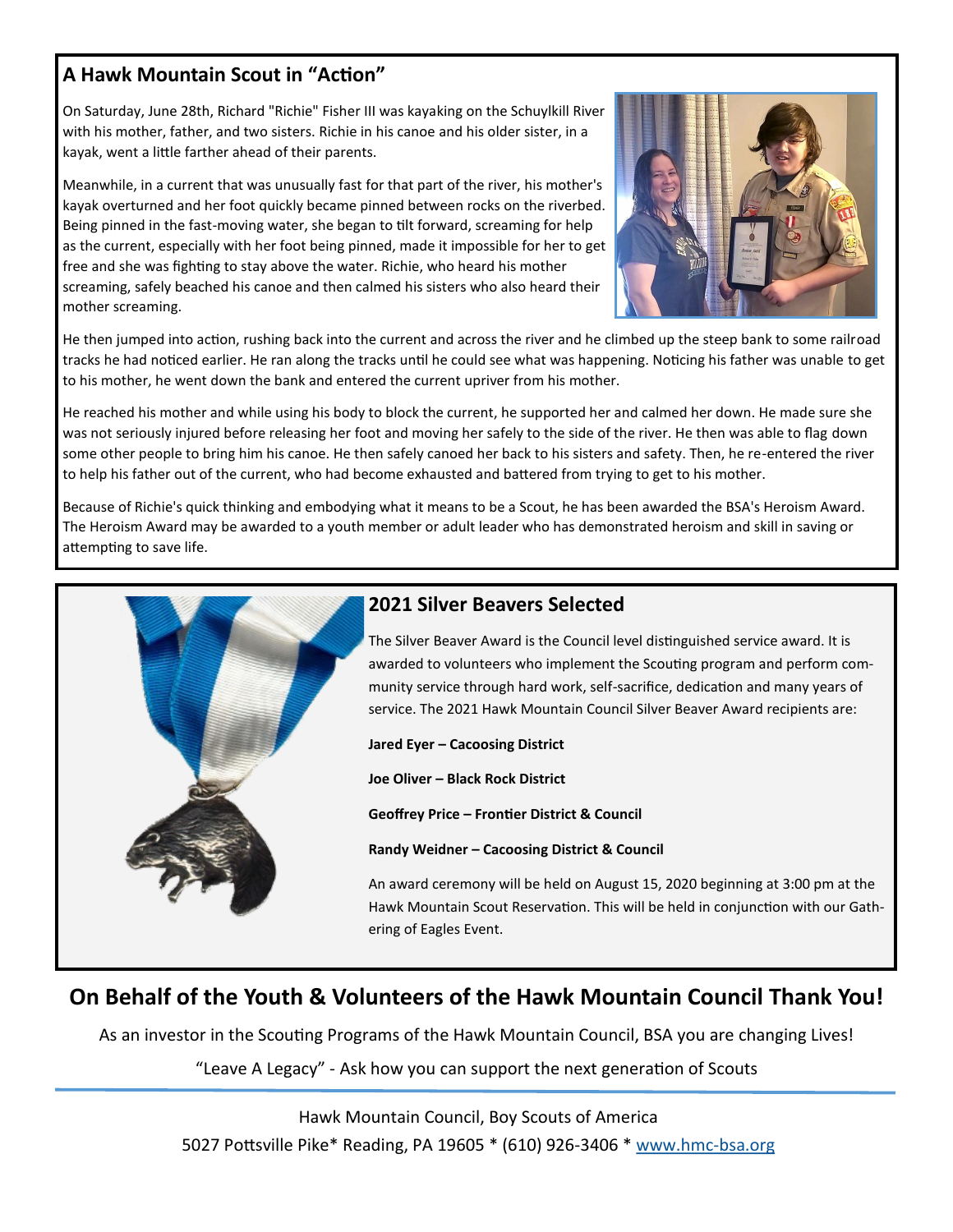## A Hawk Mountain Scout in "Action"

On Saturday, June 28th, Richard "Richie" Fisher III was kayaking on the Schuylkill River with his mother, father, and two sisters. Richie in his canoe and his older sister, in a kayak, went a little farther ahead of their parents.

Meanwhile, in a current that was unusually fast for that part of the river, his mother's kayak overturned and her foot quickly became pinned between rocks on the riverbed. Being pinned in the fast-moving water, she began to tilt forward, screaming for help as the current, especially with her foot being pinned, made it impossible for her to get free and she was fighting to stay above the water. Richie, who heard his mother screaming, safely beached his canoe and then calmed his sisters who also heard their mother screaming.

He then jumped into action, rushing back into the current and across the river and he climbed up the steep bank to some railroad tracks he had noticed earlier. He ran along the tracks until he could see what was happening. Noticing his father was unable to get to his mother, he went down the bank and entered the current upriver from his mother.

He reached his mother and while using his body to block the current, he supported her and calmed her down. He made sure she was not seriously injured before releasing her foot and moving her safely to the side of the river. He then was able to flag down some other people to bring him his canoe. He then safely canoed her back to his sisters and safety. Then, he re-entered the river to help his father out of the current, who had become exhausted and battered from trying to get to his mother.

Because of Richie's quick thinking and embodying what it means to be a Scout, he has been awarded the BSA's Heroism Award. The Heroism Award may be awarded to a youth member or adult leader who has demonstrated heroism and skill in saving or attempting to save life.

## 2021 Silver Beavers Selected

The Silver Beaver Award is the Council level distinguished service award. It is awarded to volunteers who implement the Scouting program and perform community service through hard work, self-sacrifice, dedication and many years of service. The 2021 Hawk Mountain Council Silver Beaver Award recipients are:

**Jared Eyer – Cacoosing District**

**Joe Oliver – Black Rock District**

**Geoffrey Price – Frontier District & Council**

**Randy Weidner – Cacoosing District & Council**

An award ceremony will be held on August 15, 2020 beginning at 3:00 pm at the Hawk Mountain Scout Reservation. This will be held in conjunction with our Gathering of Eagles Event.

## On Behalf of the Youth & Volunteers of the Hawk Mountain Council Thank You!

As an investor in the Scouting Programs of the Hawk Mountain Council, BSA you are changing Lives!

"Leave A Legacy" - Ask how you can support the next generation of Scouts

Hawk Mountain Council, Boy Scouts of America

5027 Pottsville Pike* Reading, PA 19605 * (610) 926-3406 * www.hmc-bsa.org